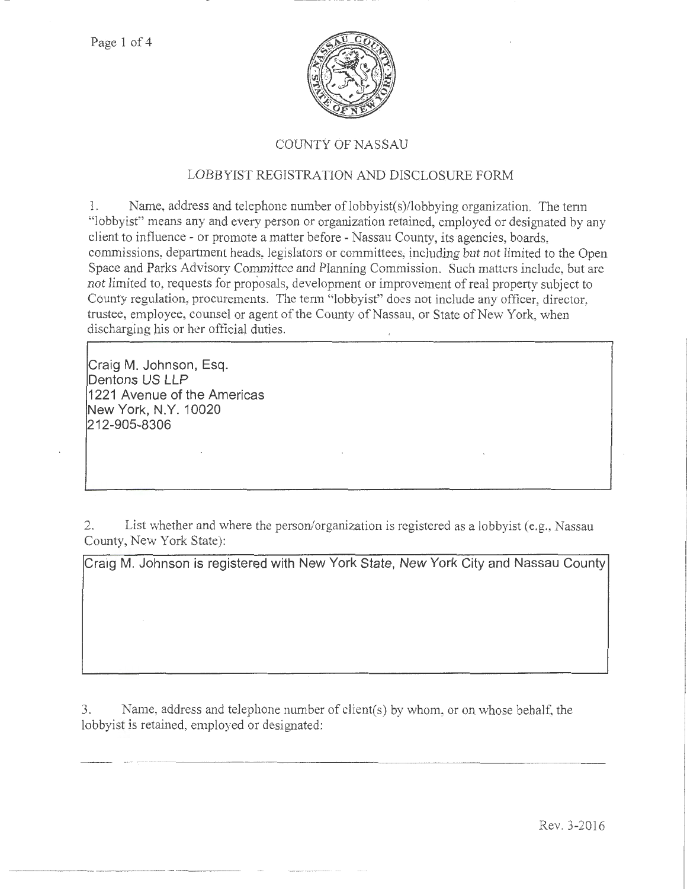# COUNTY OF NASSAU

## LOBBYIST REGISTRATION AND DISCLOSURE FORM

1. Name, address and telephone number of lobbyist(s)/lobbying organization. The term "lobbyist" means any and every person or organization retained, employed or designated by any client to influence - or promote a matter before - Nassau County, its agencies, boards, commissions, department heads, legislators or committees, including but not limited to the Open Space and Parks Advisory Committee and Planning Commission. Such matters include, but are not limited to, requests for proposals, development or improvement of real property subject to County regulation, procurements. The term "lobbyist" does not include any officer, director, trustee, employee, counsel or agent of the County of Nassau, or State of New York, when discharging his or her official duties.

Craig M. Johnson, Esq.
Dentons US LLP
1221 Avenue of the Americas
New York, N.Y. 10020
212-905-8306

2. List whether and where the person/organization is registered as a lobbyist (e.g., Nassau County, New York State):

Craig M. Johnson is registered with New York State, New York City and Nassau County

3. Name, address and telephone number of client(s) by whom, or on whose behalf, the lobbyist is retained, employed or designated:

Rev. 3-2016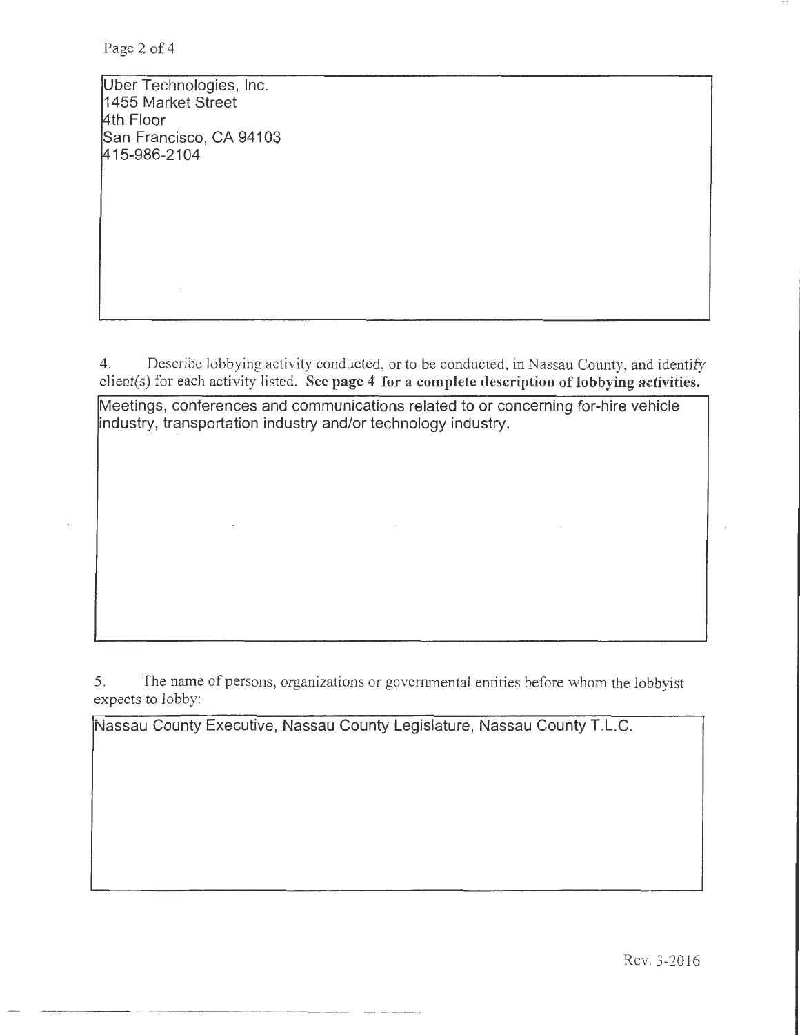Uber Technologies, Inc.
1455 Market Street
4th Floor
San Francisco, CA 94103
415-986-2104

4. Describe lobbying activity conducted, or to be conducted, in Nassau County, and identify client(s) for each activity listed. **See page 4 for a complete description of lobbying activities.**

Meetings, conferences and communications related to or concerning for-hire vehicle industry, transportation industry and/or technology industry.

5. The name of persons, organizations or governmental entities before whom the lobbyist expects to lobby:

Nassau County Executive, Nassau County Legislature, Nassau County T.L.C.

Rev. 3-2016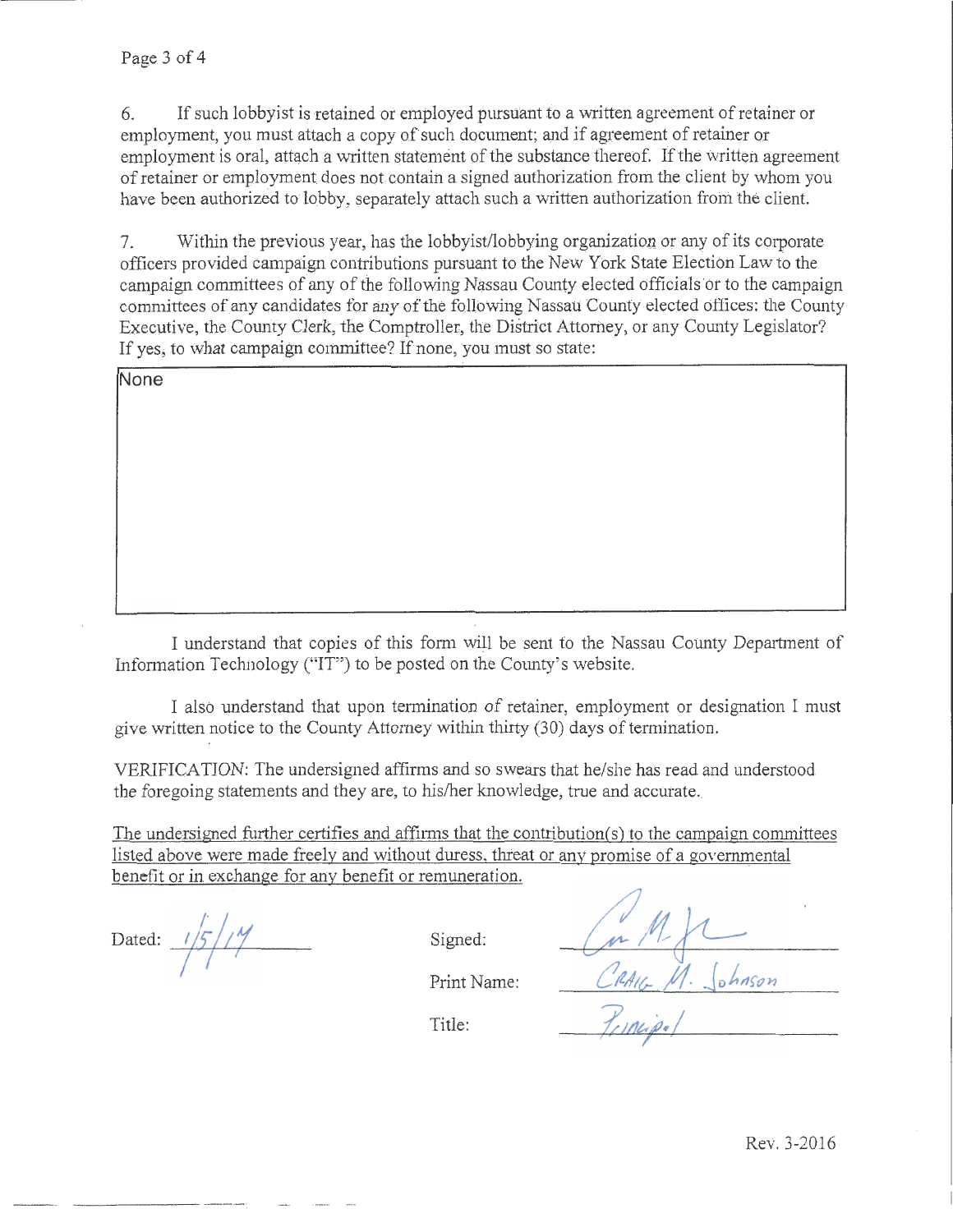6. If such lobbyist is retained or employed pursuant to a written agreement of retainer or employment, you must attach a copy of such document; and if agreement of retainer or employment is oral, attach a written statement of the substance thereof. If the written agreement of retainer or employment does not contain a signed authorization from the client by whom you have been authorized to lobby, separately attach such a written authorization from the client.

7. Within the previous year, has the lobbyist/lobbying organization or any of its corporate officers provided campaign contributions pursuant to the New York State Election Law to the campaign committees of any of the following Nassau County elected officials or to the campaign committees of any candidates for any of the following Nassau County elected offices: the County Executive, the County Clerk, the Comptroller, the District Attorney, or any County Legislator? If yes, to what campaign committee? If none, you must so state:

None

I understand that copies of this form will be sent to the Nassau County Department of Information Technology ("IT") to be posted on the County's website.

I also understand that upon termination of retainer, employment or designation I must give written notice to the County Attorney within thirty (30) days of termination.

VERIFICATION: The undersigned affirms and so swears that he/she has read and understood the foregoing statements and they are, to his/her knowledge, true and accurate.

The undersigned further certifies and affirms that the contribution(s) to the campaign committees listed above were made freely and without duress, threat or any promise of a governmental benefit or in exchange for any benefit or remuneration.

Dated: 1/5/17

Signed: [signature]

Print Name: Craig M. Johnson

Title: Principal

Rev. 3-2016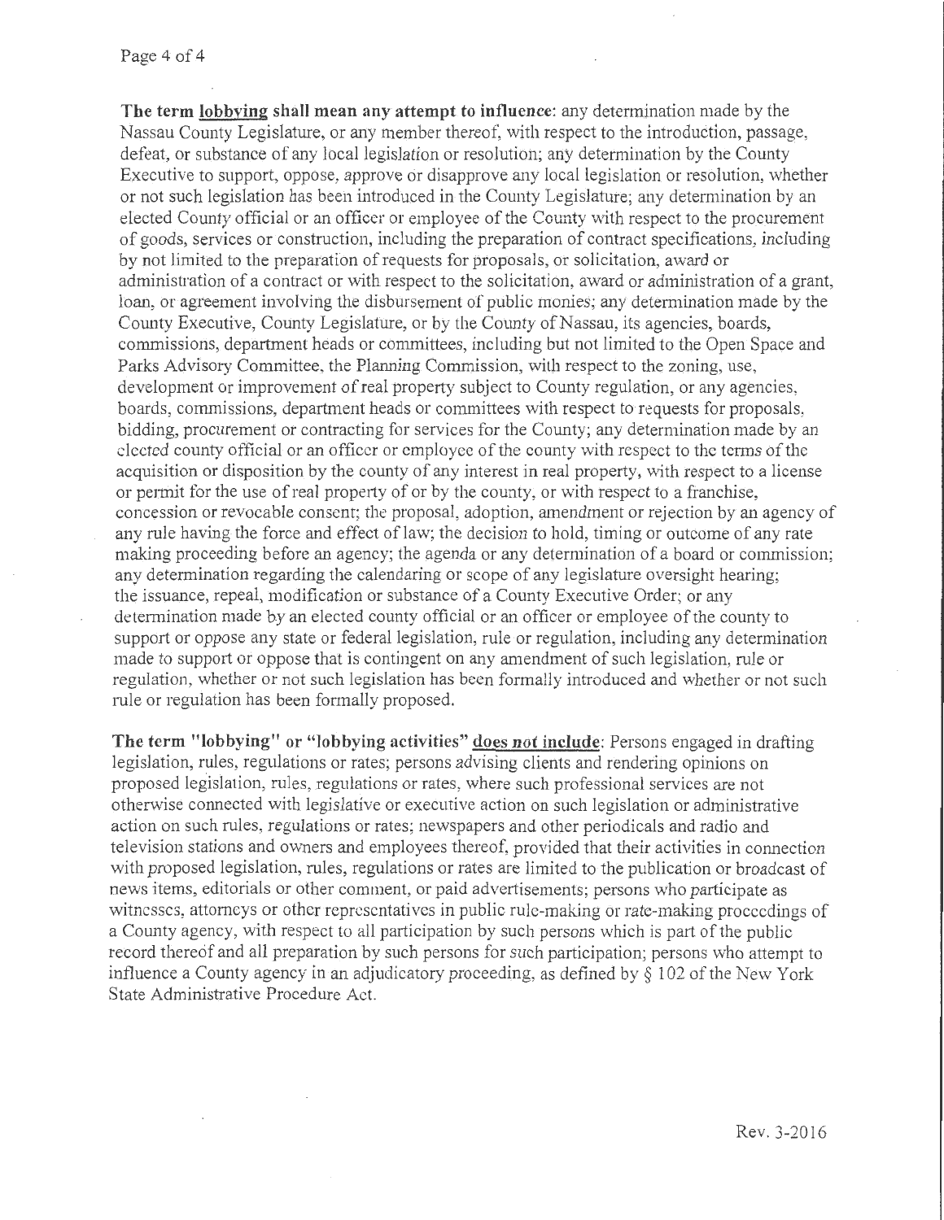**The term <u>lobbying</u> shall mean any attempt to influence**: any determination made by the Nassau County Legislature, or any member thereof, with respect to the introduction, passage, defeat, or substance of any local legislation or resolution; any determination by the County Executive to support, oppose, approve or disapprove any local legislation or resolution, whether or not such legislation has been introduced in the County Legislature; any determination by an elected County official or an officer or employee of the County with respect to the procurement of goods, services or construction, including the preparation of contract specifications, including by not limited to the preparation of requests for proposals, or solicitation, award or administration of a contract or with respect to the solicitation, award or administration of a grant, loan, or agreement involving the disbursement of public monies; any determination made by the County Executive, County Legislature, or by the County of Nassau, its agencies, boards, commissions, department heads or committees, including but not limited to the Open Space and Parks Advisory Committee, the Planning Commission, with respect to the zoning, use, development or improvement of real property subject to County regulation, or any agencies, boards, commissions, department heads or committees with respect to requests for proposals, bidding, procurement or contracting for services for the County; any determination made by an elected county official or an officer or employee of the county with respect to the terms of the acquisition or disposition by the county of any interest in real property, with respect to a license or permit for the use of real property of or by the county, or with respect to a franchise, concession or revocable consent; the proposal, adoption, amendment or rejection by an agency of any rule having the force and effect of law; the decision to hold, timing or outcome of any rate making proceeding before an agency; the agenda or any determination of a board or commission; any determination regarding the calendaring or scope of any legislature oversight hearing; the issuance, repeal, modification or substance of a County Executive Order; or any determination made by an elected county official or an officer or employee of the county to support or oppose any state or federal legislation, rule or regulation, including any determination made to support or oppose that is contingent on any amendment of such legislation, rule or regulation, whether or not such legislation has been formally introduced and whether or not such rule or regulation has been formally proposed.

**The term "lobbying" or "lobbying activities" <u>does not include</u>**: Persons engaged in drafting legislation, rules, regulations or rates; persons advising clients and rendering opinions on proposed legislation, rules, regulations or rates, where such professional services are not otherwise connected with legislative or executive action on such legislation or administrative action on such rules, regulations or rates; newspapers and other periodicals and radio and television stations and owners and employees thereof, provided that their activities in connection with proposed legislation, rules, regulations or rates are limited to the publication or broadcast of news items, editorials or other comment, or paid advertisements; persons who participate as witnesses, attorneys or other representatives in public rule-making or rate-making proceedings of a County agency, with respect to all participation by such persons which is part of the public record thereof and all preparation by such persons for such participation; persons who attempt to influence a County agency in an adjudicatory proceeding, as defined by § 102 of the New York State Administrative Procedure Act.

Rev. 3-2016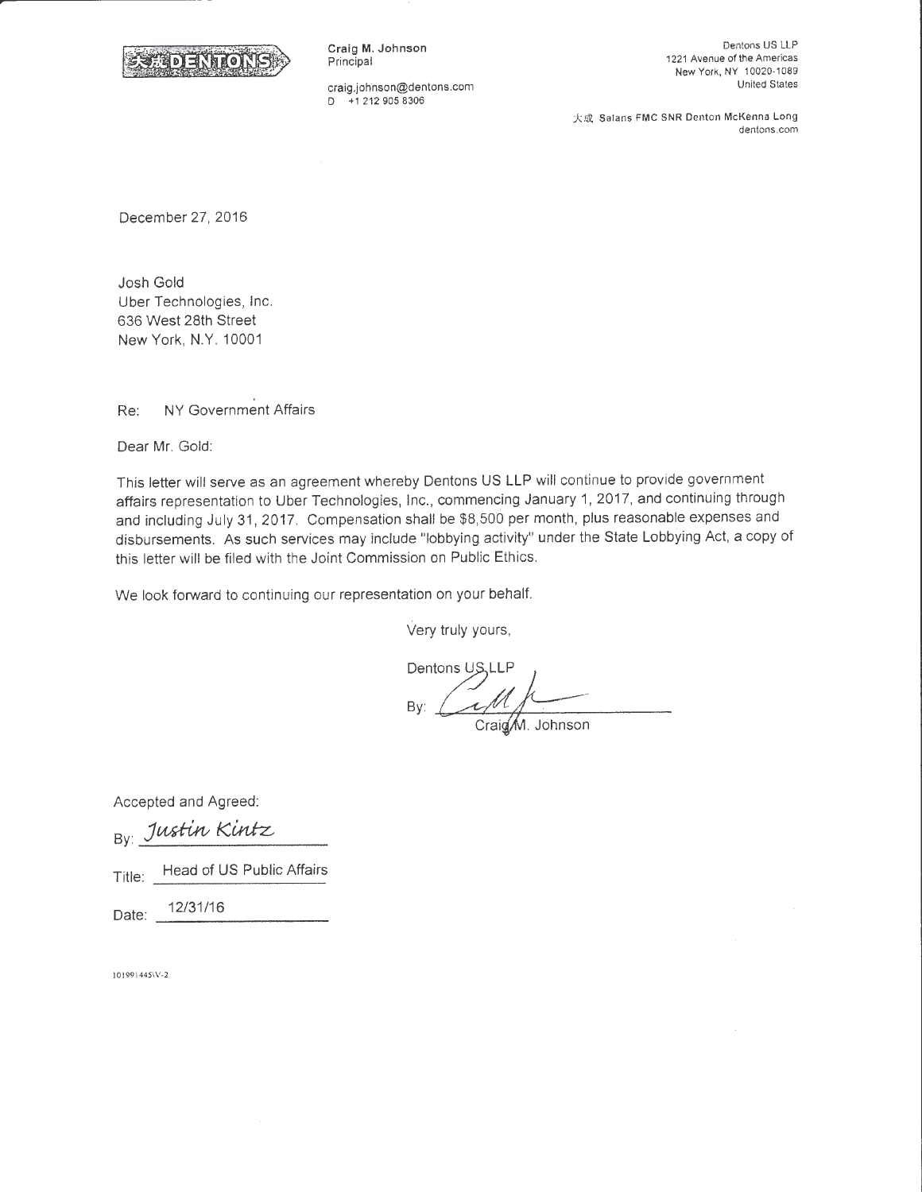大成 DENTONS

Craig M. Johnson
Principal

craig.johnson@dentons.com
D +1 212 905 8306

Dentons US LLP
1221 Avenue of the Americas
New York, NY 10020-1089
United States

大成 Salans FMC SNR Denton McKenna Long
dentons.com

December 27, 2016

Josh Gold
Uber Technologies, Inc.
636 West 28th Street
New York, N.Y. 10001

Re: NY Government Affairs

Dear Mr. Gold:

This letter will serve as an agreement whereby Dentons US LLP will continue to provide government affairs representation to Uber Technologies, Inc., commencing January 1, 2017, and continuing through and including July 31, 2017. Compensation shall be $8,500 per month, plus reasonable expenses and disbursements. As such services may include "lobbying activity" under the State Lobbying Act, a copy of this letter will be filed with the Joint Commission on Public Ethics.

We look forward to continuing our representation on your behalf.

Very truly yours,

Dentons US LLP

By: [signature]
Craig M. Johnson

Accepted and Agreed:

By: *Justin Kintz*

Title: Head of US Public Affairs

Date: 12/31/16

101991445\V-2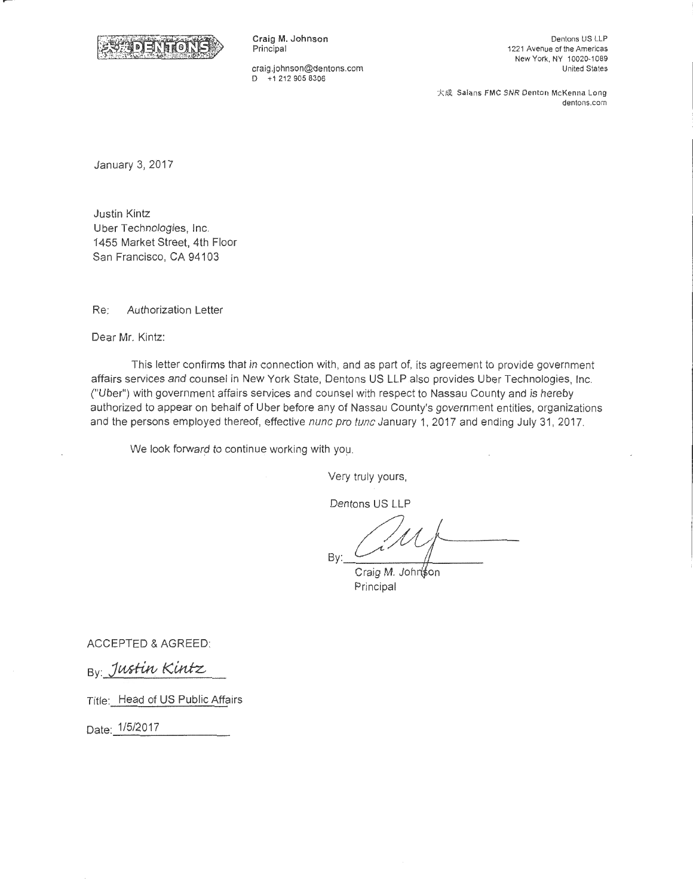DENTONS

**Craig M. Johnson**
Principal

craig.johnson@dentons.com
D +1 212 905 8306

Dentons US LLP
1221 Avenue of the Americas
New York, NY 10020-1089
United States

大成 Salans FMC *SNR* Denton McKenna Long
dentons.com

January 3, 2017

Justin Kintz
Uber Technologies, Inc.
1455 Market Street, 4th Floor
San Francisco, CA 94103

Re: Authorization Letter

Dear Mr. Kintz:

This letter confirms that in connection with, and as part of, its agreement to provide government affairs services and counsel in New York State, Dentons US LLP also provides Uber Technologies, Inc. ("Uber") with government affairs services and counsel with respect to Nassau County and is hereby authorized to appear on behalf of Uber before any of Nassau County's government entities, organizations and the persons employed thereof, effective *nunc pro tunc* January 1, 2017 and ending July 31, 2017.

We look forward to continue working with you.

Very truly yours,

Dentons US LLP

By: ______________________
Craig M. Johnson
Principal

ACCEPTED & AGREED:

By: *Justin Kintz*

Title: Head of US Public Affairs

Date: 1/5/2017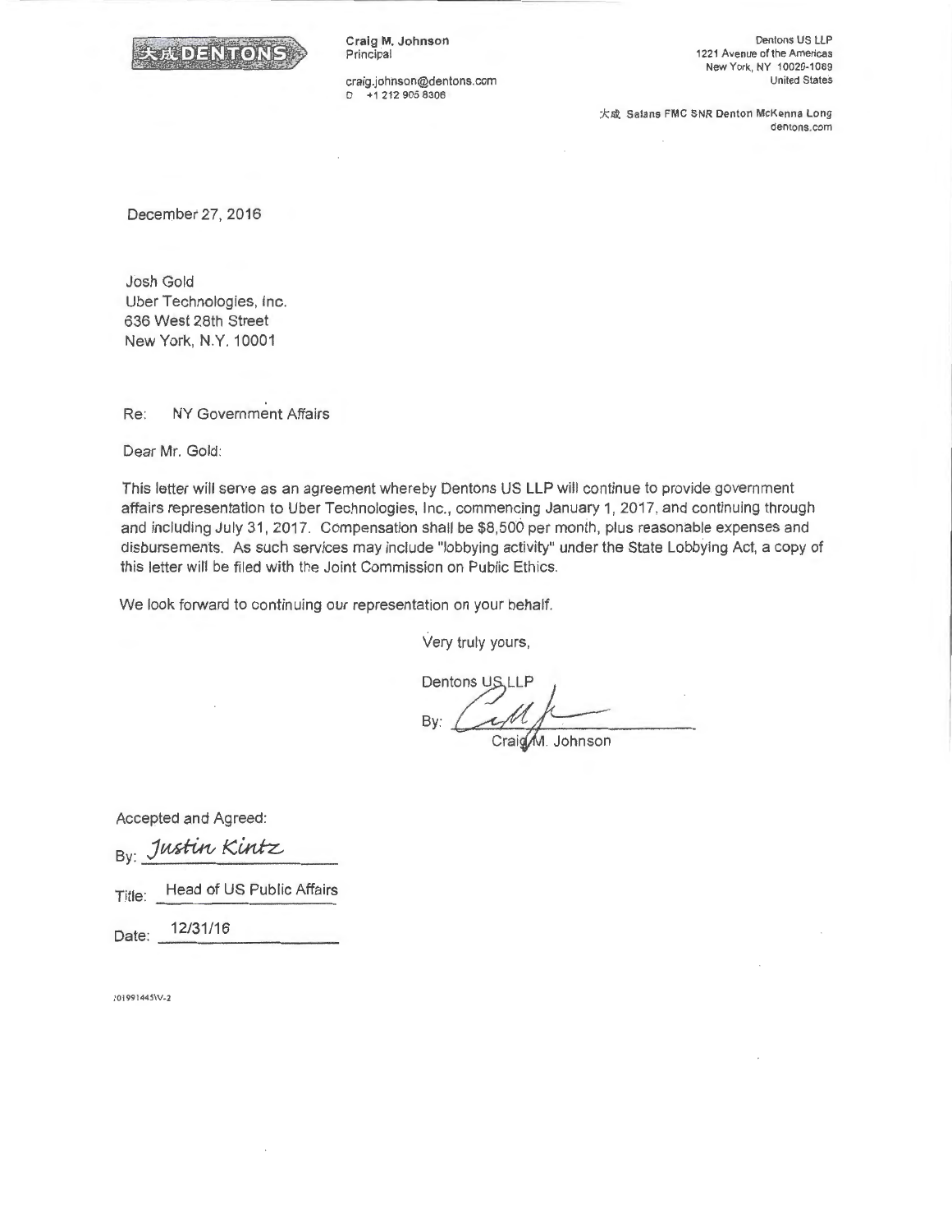DENTONS

**Craig M. Johnson**
Principal

craig.johnson@dentons.com
D +1 212 905 8306

Dentons US LLP
1221 Avenue of the Americas
New York, NY 10020-1089
United States

大成 Salans FMC SNR Denton McKenna Long
dentons.com

December 27, 2016

Josh Gold
Uber Technologies, Inc.
636 West 28th Street
New York, N.Y. 10001

Re: NY Government Affairs

Dear Mr. Gold:

This letter will serve as an agreement whereby Dentons US LLP will continue to provide government affairs representation to Uber Technologies, Inc., commencing January 1, 2017, and continuing through and including July 31, 2017. Compensation shall be $8,500 per month, plus reasonable expenses and disbursements. As such services may include "lobbying activity" under the State Lobbying Act, a copy of this letter will be filed with the Joint Commission on Public Ethics.

We look forward to continuing our representation on your behalf.

Very truly yours,

Dentons US LLP

By: ______________________
Craig M. Johnson

Accepted and Agreed:

By: *Justin Kintz*

Title: Head of US Public Affairs

Date: 12/31/16

101991445\V-2